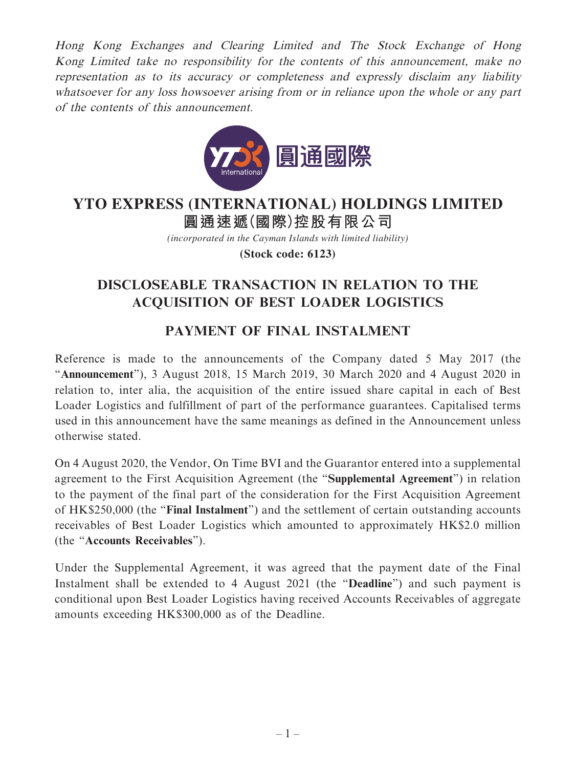*Hong Kong Exchanges and Clearing Limited and The Stock Exchange of Hong Kong Limited take no responsibility for the contents of this announcement, make no representation as to its accuracy or completeness and expressly disclaim any liability whatsoever for any loss howsoever arising from or in reliance upon the whole or any part of the contents of this announcement.*

# YTO EXPRESS (INTERNATIONAL) HOLDINGS LIMITED
# 圓通速遞(國際)控股有限公司

*(incorporated in the Cayman Islands with limited liability)*

**(Stock code: 6123)**

## DISCLOSEABLE TRANSACTION IN RELATION TO THE ACQUISITION OF BEST LOADER LOGISTICS

## PAYMENT OF FINAL INSTALMENT

Reference is made to the announcements of the Company dated 5 May 2017 (the "**Announcement**"), 3 August 2018, 15 March 2019, 30 March 2020 and 4 August 2020 in relation to, inter alia, the acquisition of the entire issued share capital in each of Best Loader Logistics and fulfillment of part of the performance guarantees. Capitalised terms used in this announcement have the same meanings as defined in the Announcement unless otherwise stated.

On 4 August 2020, the Vendor, On Time BVI and the Guarantor entered into a supplemental agreement to the First Acquisition Agreement (the "**Supplemental Agreement**") in relation to the payment of the final part of the consideration for the First Acquisition Agreement of HK$250,000 (the "**Final Instalment**") and the settlement of certain outstanding accounts receivables of Best Loader Logistics which amounted to approximately HK$2.0 million (the "**Accounts Receivables**").

Under the Supplemental Agreement, it was agreed that the payment date of the Final Instalment shall be extended to 4 August 2021 (the "**Deadline**") and such payment is conditional upon Best Loader Logistics having received Accounts Receivables of aggregate amounts exceeding HK$300,000 as of the Deadline.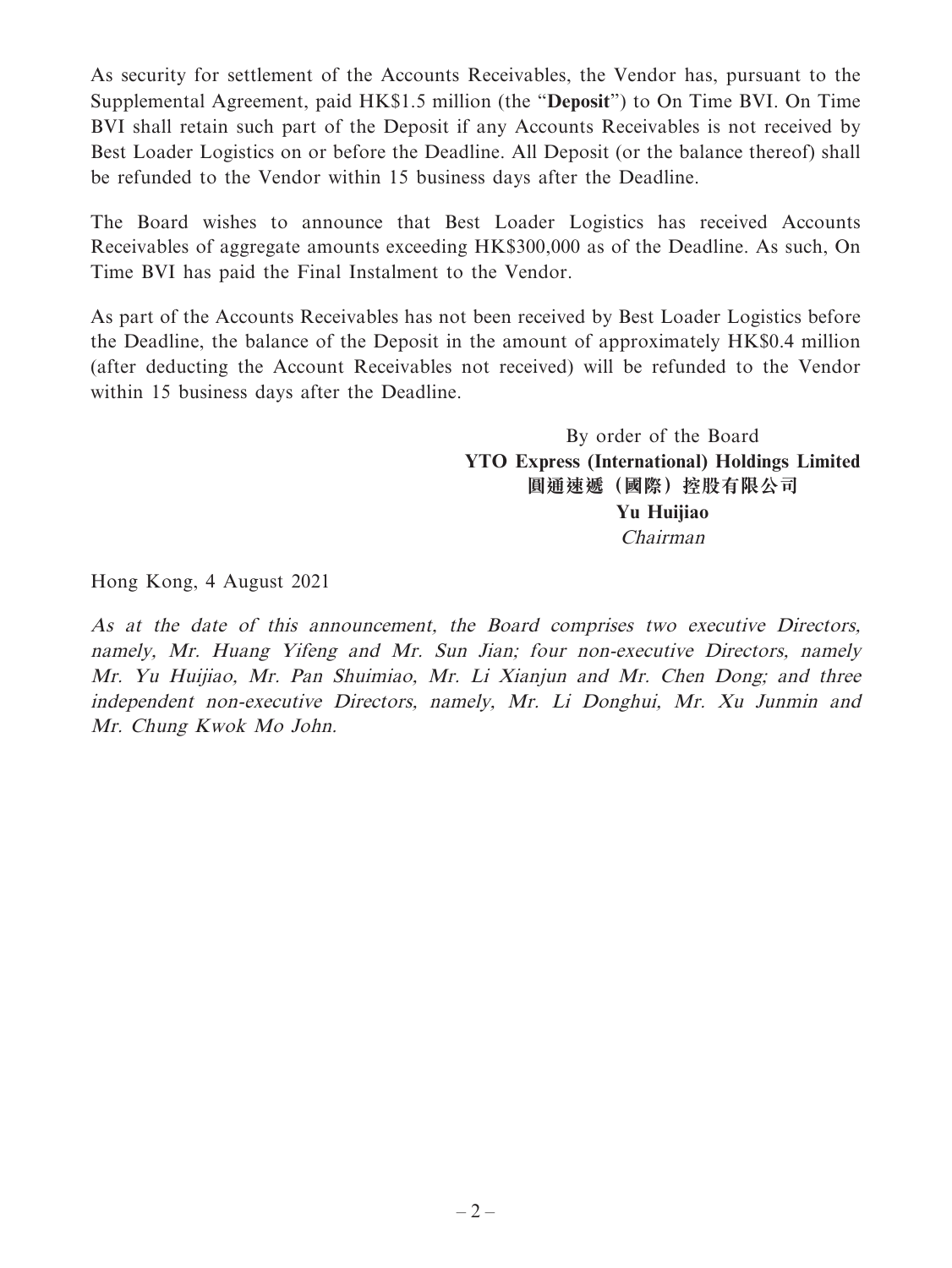As security for settlement of the Accounts Receivables, the Vendor has, pursuant to the Supplemental Agreement, paid HK$1.5 million (the "**Deposit**") to On Time BVI. On Time BVI shall retain such part of the Deposit if any Accounts Receivables is not received by Best Loader Logistics on or before the Deadline. All Deposit (or the balance thereof) shall be refunded to the Vendor within 15 business days after the Deadline.

The Board wishes to announce that Best Loader Logistics has received Accounts Receivables of aggregate amounts exceeding HK$300,000 as of the Deadline. As such, On Time BVI has paid the Final Instalment to the Vendor.

As part of the Accounts Receivables has not been received by Best Loader Logistics before the Deadline, the balance of the Deposit in the amount of approximately HK$0.4 million (after deducting the Account Receivables not received) will be refunded to the Vendor within 15 business days after the Deadline.

By order of the Board
**YTO Express (International) Holdings Limited**
**圓通速遞（國際）控股有限公司**
**Yu Huijiao**
*Chairman*

Hong Kong, 4 August 2021

*As at the date of this announcement, the Board comprises two executive Directors, namely, Mr. Huang Yifeng and Mr. Sun Jian; four non-executive Directors, namely Mr. Yu Huijiao, Mr. Pan Shuimiao, Mr. Li Xianjun and Mr. Chen Dong; and three independent non-executive Directors, namely, Mr. Li Donghui, Mr. Xu Junmin and Mr. Chung Kwok Mo John.*